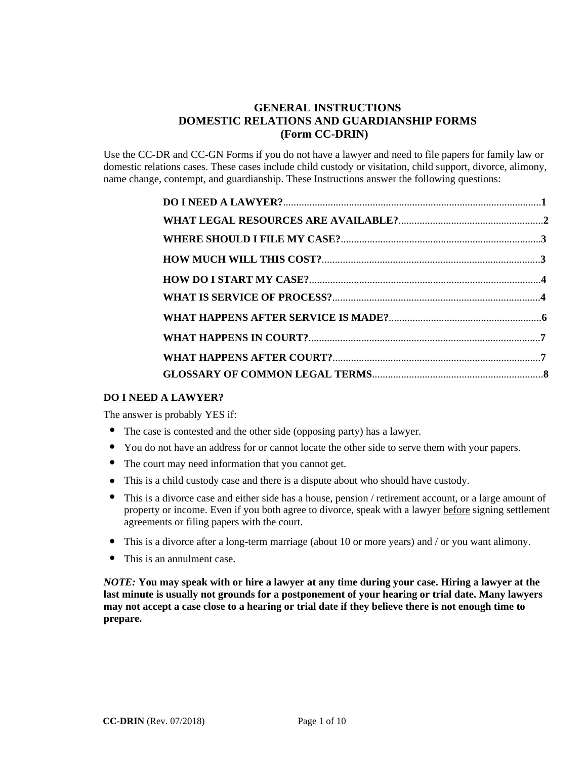# GENERAL INSTRUCTIONS
# DOMESTIC RELATIONS AND GUARDIANSHIP FORMS
# (Form CC-DRIN)

Use the CC-DR and CC-GN Forms if you do not have a lawyer and need to file papers for family law or domestic relations cases. These cases include child custody or visitation, child support, divorce, alimony, name change, contempt, and guardianship. These Instructions answer the following questions:

**DO I NEED A LAWYER?**..................................................................................................**1**

**WHAT LEGAL RESOURCES ARE AVAILABLE?**.......................................................**2**

**WHERE SHOULD I FILE MY CASE?**............................................................................**3**

**HOW MUCH WILL THIS COST?**...................................................................................**3**

**HOW DO I START MY CASE?**........................................................................................**4**

**WHAT IS SERVICE OF PROCESS?**...............................................................................**4**

**WHAT HAPPENS AFTER SERVICE IS MADE?**..........................................................**6**

**WHAT HAPPENS IN COURT?**........................................................................................**7**

**WHAT HAPPENS AFTER COURT?**...............................................................................**7**

**GLOSSARY OF COMMON LEGAL TERMS**.................................................................**8**

## DO I NEED A LAWYER?

The answer is probably YES if:

- The case is contested and the other side (opposing party) has a lawyer.
- You do not have an address for or cannot locate the other side to serve them with your papers.
- The court may need information that you cannot get.
- This is a child custody case and there is a dispute about who should have custody.
- This is a divorce case and either side has a house, pension / retirement account, or a large amount of property or income. Even if you both agree to divorce, speak with a lawyer before signing settlement agreements or filing papers with the court.
- This is a divorce after a long-term marriage (about 10 or more years) and / or you want alimony.
- This is an annulment case.

***NOTE:*** **You may speak with or hire a lawyer at any time during your case. Hiring a lawyer at the last minute is usually not grounds for a postponement of your hearing or trial date. Many lawyers may not accept a case close to a hearing or trial date if they believe there is not enough time to prepare.**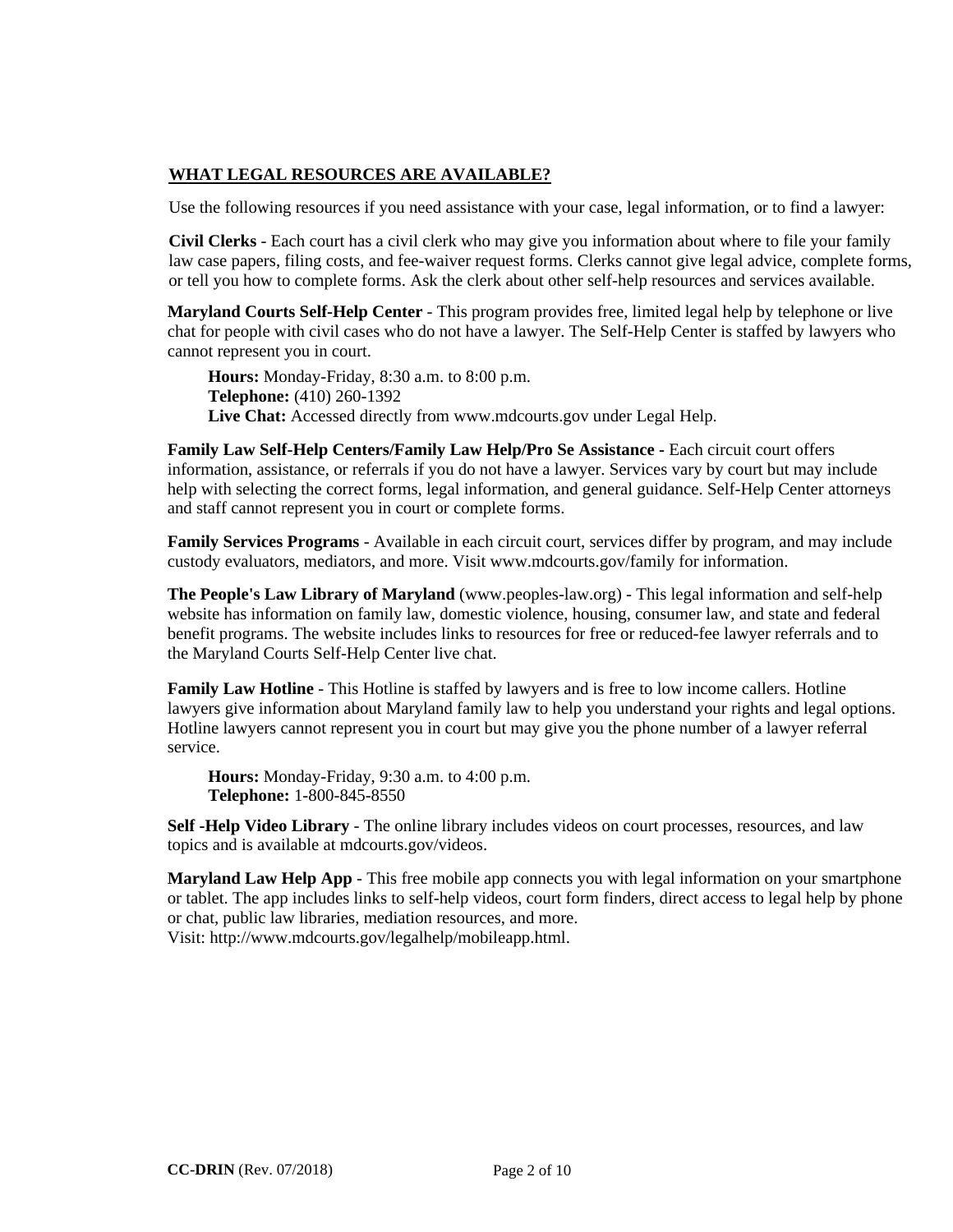## WHAT LEGAL RESOURCES ARE AVAILABLE?

Use the following resources if you need assistance with your case, legal information, or to find a lawyer:

**Civil Clerks** - Each court has a civil clerk who may give you information about where to file your family law case papers, filing costs, and fee-waiver request forms. Clerks cannot give legal advice, complete forms, or tell you how to complete forms. Ask the clerk about other self-help resources and services available.

**Maryland Courts Self-Help Center** - This program provides free, limited legal help by telephone or live chat for people with civil cases who do not have a lawyer. The Self-Help Center is staffed by lawyers who cannot represent you in court.

> **Hours:** Monday-Friday, 8:30 a.m. to 8:00 p.m.
> **Telephone:** (410) 260-1392
> **Live Chat:** Accessed directly from www.mdcourts.gov under Legal Help.

**Family Law Self-Help Centers/Family Law Help/Pro Se Assistance -** Each circuit court offers information, assistance, or referrals if you do not have a lawyer. Services vary by court but may include help with selecting the correct forms, legal information, and general guidance. Self-Help Center attorneys and staff cannot represent you in court or complete forms.

**Family Services Programs** - Available in each circuit court, services differ by program, and may include custody evaluators, mediators, and more. Visit www.mdcourts.gov/family for information.

**The People's Law Library of Maryland** (www.peoples-law.org) - This legal information and self-help website has information on family law, domestic violence, housing, consumer law, and state and federal benefit programs. The website includes links to resources for free or reduced-fee lawyer referrals and to the Maryland Courts Self-Help Center live chat.

**Family Law Hotline** - This Hotline is staffed by lawyers and is free to low income callers. Hotline lawyers give information about Maryland family law to help you understand your rights and legal options. Hotline lawyers cannot represent you in court but may give you the phone number of a lawyer referral service.

> **Hours:** Monday-Friday, 9:30 a.m. to 4:00 p.m.
> **Telephone:** 1-800-845-8550

**Self -Help Video Library** - The online library includes videos on court processes, resources, and law topics and is available at mdcourts.gov/videos.

**Maryland Law Help App** - This free mobile app connects you with legal information on your smartphone or tablet. The app includes links to self-help videos, court form finders, direct access to legal help by phone or chat, public law libraries, mediation resources, and more.
Visit: http://www.mdcourts.gov/legalhelp/mobileapp.html.

**CC-DRIN** (Rev. 07/2018)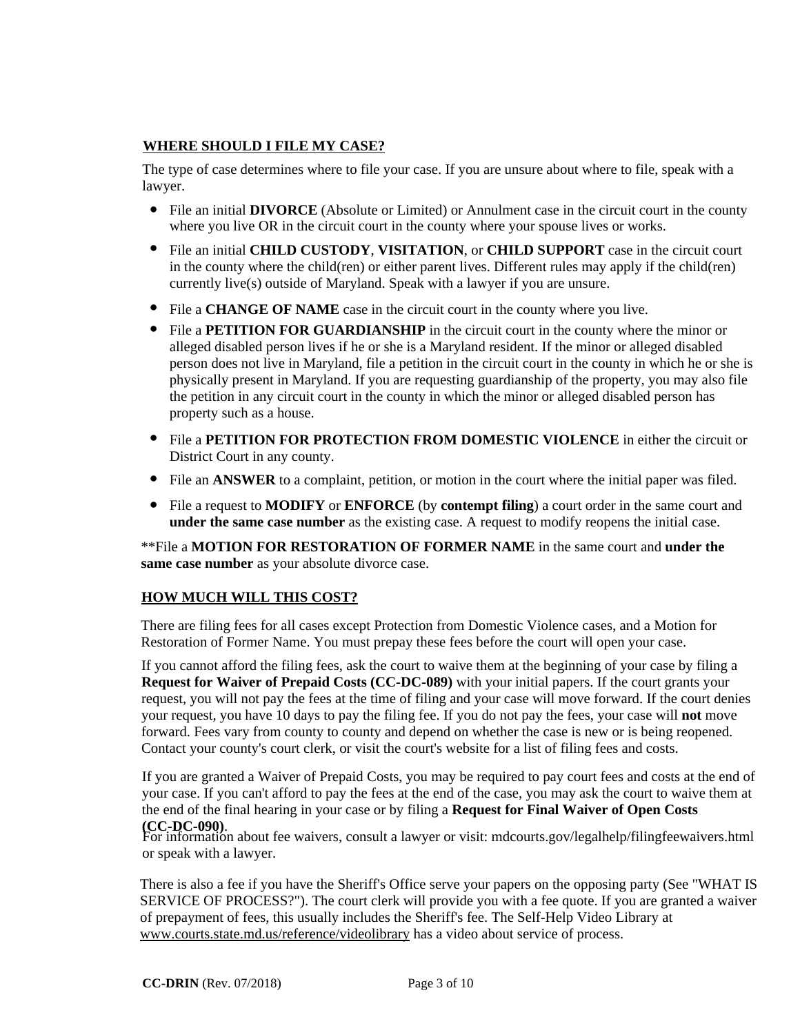## WHERE SHOULD I FILE MY CASE?

The type of case determines where to file your case. If you are unsure about where to file, speak with a lawyer.

- File an initial **DIVORCE** (Absolute or Limited) or Annulment case in the circuit court in the county where you live OR in the circuit court in the county where your spouse lives or works.
- File an initial **CHILD CUSTODY**, **VISITATION**, or **CHILD SUPPORT** case in the circuit court in the county where the child(ren) or either parent lives. Different rules may apply if the child(ren) currently live(s) outside of Maryland. Speak with a lawyer if you are unsure.
- File a **CHANGE OF NAME** case in the circuit court in the county where you live.
- File a **PETITION FOR GUARDIANSHIP** in the circuit court in the county where the minor or alleged disabled person lives if he or she is a Maryland resident. If the minor or alleged disabled person does not live in Maryland, file a petition in the circuit court in the county in which he or she is physically present in Maryland. If you are requesting guardianship of the property, you may also file the petition in any circuit court in the county in which the minor or alleged disabled person has property such as a house.
- File a **PETITION FOR PROTECTION FROM DOMESTIC VIOLENCE** in either the circuit or District Court in any county.
- File an **ANSWER** to a complaint, petition, or motion in the court where the initial paper was filed.
- File a request to **MODIFY** or **ENFORCE** (by **contempt filing**) a court order in the same court and **under the same case number** as the existing case. A request to modify reopens the initial case.

**File a **MOTION FOR RESTORATION OF FORMER NAME** in the same court and **under the same case number** as your absolute divorce case.

## HOW MUCH WILL THIS COST?

There are filing fees for all cases except Protection from Domestic Violence cases, and a Motion for Restoration of Former Name. You must prepay these fees before the court will open your case.

If you cannot afford the filing fees, ask the court to waive them at the beginning of your case by filing a **Request for Waiver of Prepaid Costs (CC-DC-089)** with your initial papers. If the court grants your request, you will not pay the fees at the time of filing and your case will move forward. If the court denies your request, you have 10 days to pay the filing fee. If you do not pay the fees, your case will **not** move forward. Fees vary from county to county and depend on whether the case is new or is being reopened. Contact your county's court clerk, or visit the court's website for a list of filing fees and costs.

If you are granted a Waiver of Prepaid Costs, you may be required to pay court fees and costs at the end of your case. If you can't afford to pay the fees at the end of the case, you may ask the court to waive them at the end of the final hearing in your case or by filing a **Request for Final Waiver of Open Costs (CC-DC-090)**.

For information about fee waivers, consult a lawyer or visit: mdcourts.gov/legalhelp/filingfeewaivers.html or speak with a lawyer.

There is also a fee if you have the Sheriff's Office serve your papers on the opposing party (See "WHAT IS SERVICE OF PROCESS?"). The court clerk will provide you with a fee quote. If you are granted a waiver of prepayment of fees, this usually includes the Sheriff's fee. The Self-Help Video Library at www.courts.state.md.us/reference/videolibrary has a video about service of process.

CC-DRIN (Rev. 07/2018)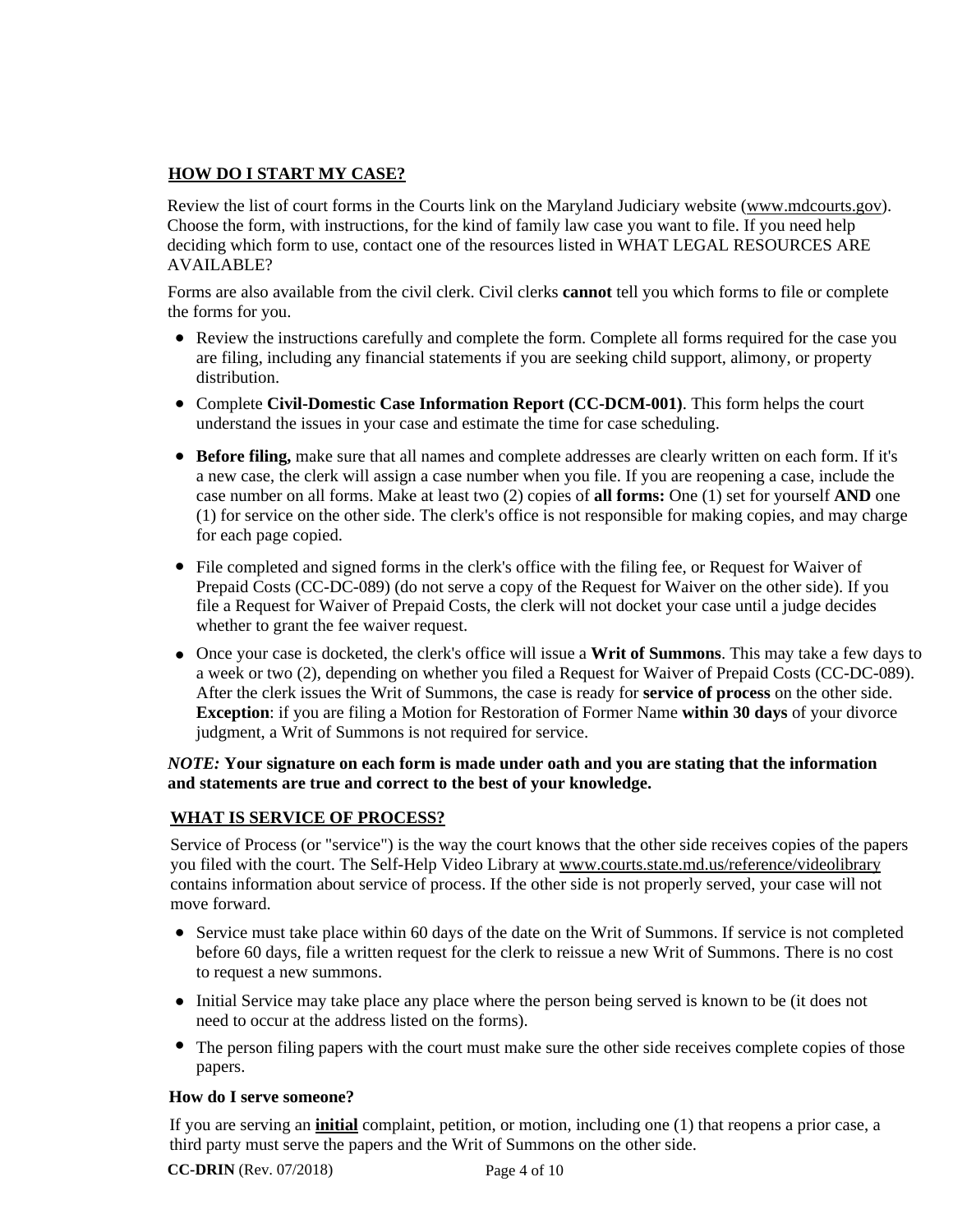## HOW DO I START MY CASE?

Review the list of court forms in the Courts link on the Maryland Judiciary website (www.mdcourts.gov). Choose the form, with instructions, for the kind of family law case you want to file. If you need help deciding which form to use, contact one of the resources listed in WHAT LEGAL RESOURCES ARE AVAILABLE?

Forms are also available from the civil clerk. Civil clerks **cannot** tell you which forms to file or complete the forms for you.

- Review the instructions carefully and complete the form. Complete all forms required for the case you are filing, including any financial statements if you are seeking child support, alimony, or property distribution.
- Complete **Civil-Domestic Case Information Report (CC-DCM-001)**. This form helps the court understand the issues in your case and estimate the time for case scheduling.
- **Before filing,** make sure that all names and complete addresses are clearly written on each form. If it's a new case, the clerk will assign a case number when you file. If you are reopening a case, include the case number on all forms. Make at least two (2) copies of **all forms:** One (1) set for yourself **AND** one (1) for service on the other side. The clerk's office is not responsible for making copies, and may charge for each page copied.
- File completed and signed forms in the clerk's office with the filing fee, or Request for Waiver of Prepaid Costs (CC-DC-089) (do not serve a copy of the Request for Waiver on the other side). If you file a Request for Waiver of Prepaid Costs, the clerk will not docket your case until a judge decides whether to grant the fee waiver request.
- Once your case is docketed, the clerk's office will issue a **Writ of Summons**. This may take a few days to a week or two (2), depending on whether you filed a Request for Waiver of Prepaid Costs (CC-DC-089). After the clerk issues the Writ of Summons, the case is ready for **service of process** on the other side. **Exception**: if you are filing a Motion for Restoration of Former Name **within 30 days** of your divorce judgment, a Writ of Summons is not required for service.

***NOTE:*** **Your signature on each form is made under oath and you are stating that the information and statements are true and correct to the best of your knowledge.**

## WHAT IS SERVICE OF PROCESS?

Service of Process (or "service") is the way the court knows that the other side receives copies of the papers you filed with the court. The Self-Help Video Library at www.courts.state.md.us/reference/videolibrary contains information about service of process. If the other side is not properly served, your case will not move forward.

- Service must take place within 60 days of the date on the Writ of Summons. If service is not completed before 60 days, file a written request for the clerk to reissue a new Writ of Summons. There is no cost to request a new summons.
- Initial Service may take place any place where the person being served is known to be (it does not need to occur at the address listed on the forms).
- The person filing papers with the court must make sure the other side receives complete copies of those papers.

### How do I serve someone?

If you are serving an **initial** complaint, petition, or motion, including one (1) that reopens a prior case, a third party must serve the papers and the Writ of Summons on the other side.

**CC-DRIN** (Rev. 07/2018)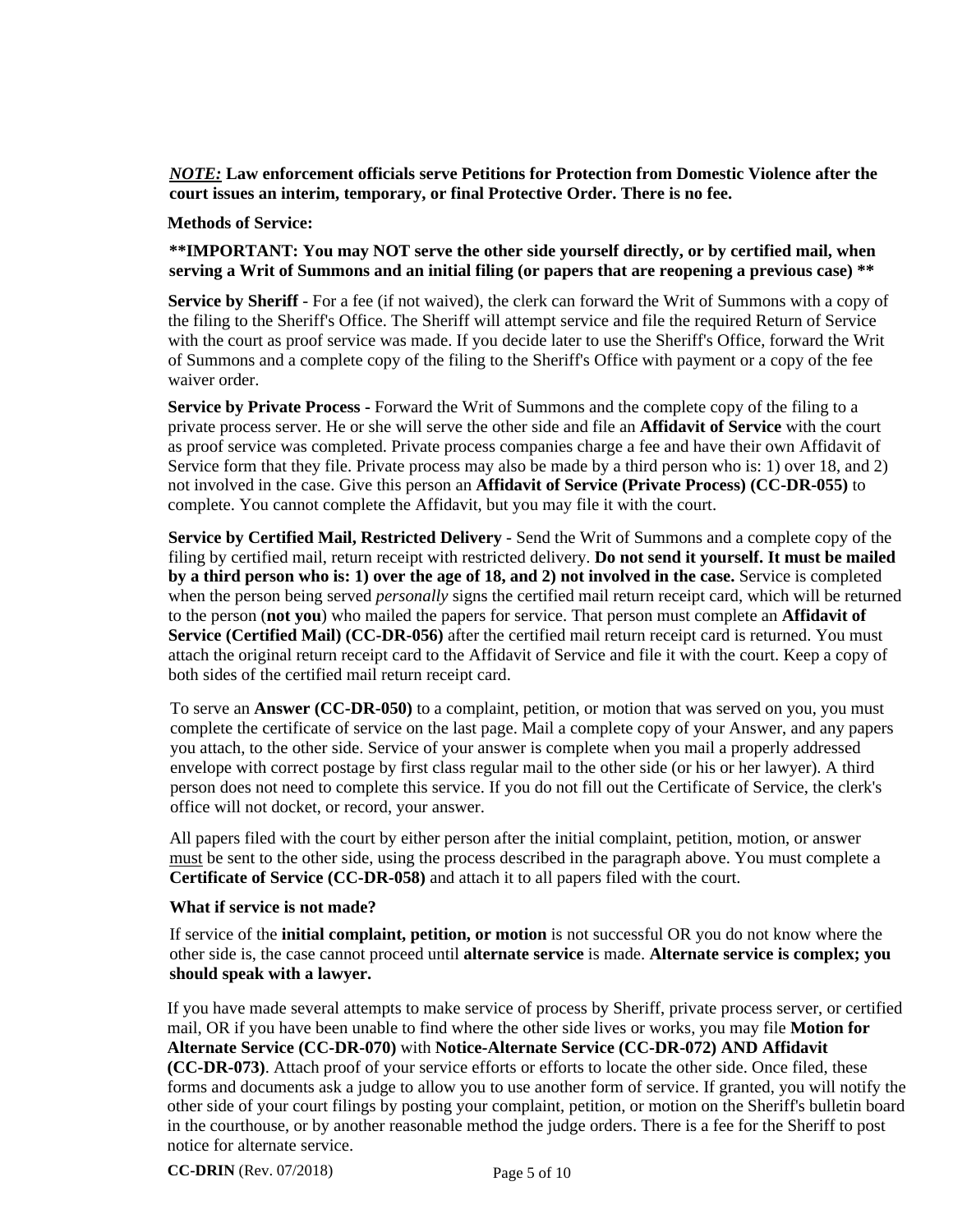***NOTE:*** **Law enforcement officials serve Petitions for Protection from Domestic Violence after the court issues an interim, temporary, or final Protective Order. There is no fee.**

**Methods of Service:**

****IMPORTANT: You may NOT serve the other side yourself directly, or by certified mail, when serving a Writ of Summons and an initial filing (or papers that are reopening a previous case) ****

**Service by Sheriff** - For a fee (if not waived), the clerk can forward the Writ of Summons with a copy of the filing to the Sheriff's Office. The Sheriff will attempt service and file the required Return of Service with the court as proof service was made. If you decide later to use the Sheriff's Office, forward the Writ of Summons and a complete copy of the filing to the Sheriff's Office with payment or a copy of the fee waiver order.

**Service by Private Process -** Forward the Writ of Summons and the complete copy of the filing to a private process server. He or she will serve the other side and file an **Affidavit of Service** with the court as proof service was completed. Private process companies charge a fee and have their own Affidavit of Service form that they file. Private process may also be made by a third person who is: 1) over 18, and 2) not involved in the case. Give this person an **Affidavit of Service (Private Process) (CC-DR-055)** to complete. You cannot complete the Affidavit, but you may file it with the court.

**Service by Certified Mail, Restricted Delivery** - Send the Writ of Summons and a complete copy of the filing by certified mail, return receipt with restricted delivery. **Do not send it yourself. It must be mailed by a third person who is: 1) over the age of 18, and 2) not involved in the case.** Service is completed when the person being served *personally* signs the certified mail return receipt card, which will be returned to the person (**not you**) who mailed the papers for service. That person must complete an **Affidavit of Service (Certified Mail) (CC-DR-056)** after the certified mail return receipt card is returned. You must attach the original return receipt card to the Affidavit of Service and file it with the court. Keep a copy of both sides of the certified mail return receipt card.

To serve an **Answer (CC-DR-050)** to a complaint, petition, or motion that was served on you, you must complete the certificate of service on the last page. Mail a complete copy of your Answer, and any papers you attach, to the other side. Service of your answer is complete when you mail a properly addressed envelope with correct postage by first class regular mail to the other side (or his or her lawyer). A third person does not need to complete this service. If you do not fill out the Certificate of Service, the clerk's office will not docket, or record, your answer.

All papers filed with the court by either person after the initial complaint, petition, motion, or answer <u>must</u> be sent to the other side, using the process described in the paragraph above. You must complete a **Certificate of Service (CC-DR-058)** and attach it to all papers filed with the court.

**What if service is not made?**

If service of the **initial complaint, petition, or motion** is not successful OR you do not know where the other side is, the case cannot proceed until **alternate service** is made. **Alternate service is complex; you should speak with a lawyer.**

If you have made several attempts to make service of process by Sheriff, private process server, or certified mail, OR if you have been unable to find where the other side lives or works, you may file **Motion for Alternate Service (CC-DR-070)** with **Notice-Alternate Service (CC-DR-072) AND Affidavit (CC-DR-073)**. Attach proof of your service efforts or efforts to locate the other side. Once filed, these forms and documents ask a judge to allow you to use another form of service. If granted, you will notify the other side of your court filings by posting your complaint, petition, or motion on the Sheriff's bulletin board in the courthouse, or by another reasonable method the judge orders. There is a fee for the Sheriff to post notice for alternate service.

**CC-DRIN** (Rev. 07/2018)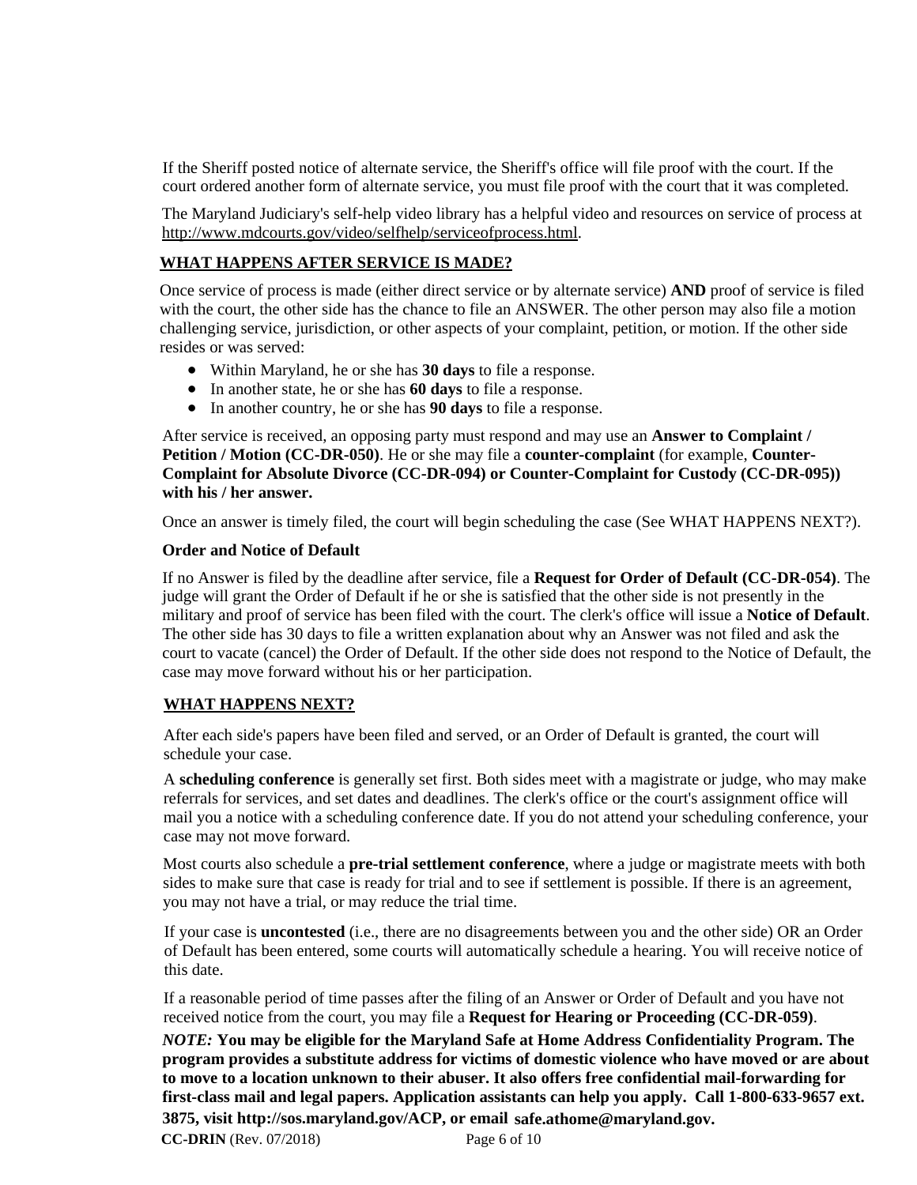If the Sheriff posted notice of alternate service, the Sheriff's office will file proof with the court. If the court ordered another form of alternate service, you must file proof with the court that it was completed.

The Maryland Judiciary's self-help video library has a helpful video and resources on service of process at http://www.mdcourts.gov/video/selfhelp/serviceofprocess.html.

## WHAT HAPPENS AFTER SERVICE IS MADE?

Once service of process is made (either direct service or by alternate service) **AND** proof of service is filed with the court, the other side has the chance to file an ANSWER. The other person may also file a motion challenging service, jurisdiction, or other aspects of your complaint, petition, or motion. If the other side resides or was served:

- Within Maryland, he or she has **30 days** to file a response.
- In another state, he or she has **60 days** to file a response.
- In another country, he or she has **90 days** to file a response.

After service is received, an opposing party must respond and may use an **Answer to Complaint / Petition / Motion (CC-DR-050)**. He or she may file a **counter-complaint** (for example, **Counter-Complaint for Absolute Divorce (CC-DR-094) or Counter-Complaint for Custody (CC-DR-095)) with his / her answer.**

Once an answer is timely filed, the court will begin scheduling the case (See WHAT HAPPENS NEXT?).

### Order and Notice of Default

If no Answer is filed by the deadline after service, file a **Request for Order of Default (CC-DR-054)**. The judge will grant the Order of Default if he or she is satisfied that the other side is not presently in the military and proof of service has been filed with the court. The clerk's office will issue a **Notice of Default**. The other side has 30 days to file a written explanation about why an Answer was not filed and ask the court to vacate (cancel) the Order of Default. If the other side does not respond to the Notice of Default, the case may move forward without his or her participation.

## WHAT HAPPENS NEXT?

After each side's papers have been filed and served, or an Order of Default is granted, the court will schedule your case.

A **scheduling conference** is generally set first. Both sides meet with a magistrate or judge, who may make referrals for services, and set dates and deadlines. The clerk's office or the court's assignment office will mail you a notice with a scheduling conference date. If you do not attend your scheduling conference, your case may not move forward.

Most courts also schedule a **pre-trial settlement conference**, where a judge or magistrate meets with both sides to make sure that case is ready for trial and to see if settlement is possible. If there is an agreement, you may not have a trial, or may reduce the trial time.

If your case is **uncontested** (i.e., there are no disagreements between you and the other side) OR an Order of Default has been entered, some courts will automatically schedule a hearing. You will receive notice of this date.

If a reasonable period of time passes after the filing of an Answer or Order of Default and you have not received notice from the court, you may file a **Request for Hearing or Proceeding (CC-DR-059)**.

***NOTE:*** **You may be eligible for the Maryland Safe at Home Address Confidentiality Program. The program provides a substitute address for victims of domestic violence who have moved or are about to move to a location unknown to their abuser. It also offers free confidential mail-forwarding for first-class mail and legal papers. Application assistants can help you apply. Call 1-800-633-9657 ext. 3875, visit http://sos.maryland.gov/ACP, or email safe.athome@maryland.gov.**

**CC-DRIN** (Rev. 07/2018)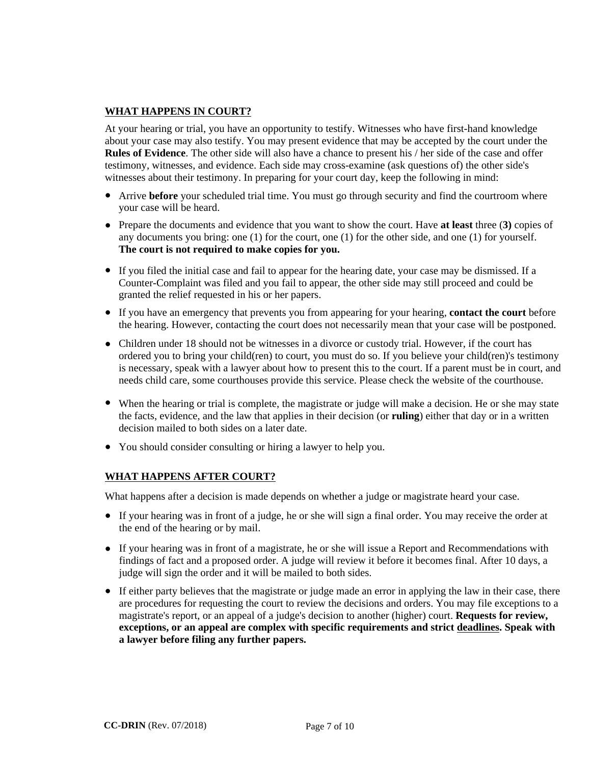## WHAT HAPPENS IN COURT?

At your hearing or trial, you have an opportunity to testify. Witnesses who have first-hand knowledge about your case may also testify. You may present evidence that may be accepted by the court under the **Rules of Evidence**. The other side will also have a chance to present his / her side of the case and offer testimony, witnesses, and evidence. Each side may cross-examine (ask questions of) the other side's witnesses about their testimony. In preparing for your court day, keep the following in mind:

- Arrive **before** your scheduled trial time. You must go through security and find the courtroom where your case will be heard.
- Prepare the documents and evidence that you want to show the court. Have **at least** three (**3)** copies of any documents you bring: one (1) for the court, one (1) for the other side, and one (1) for yourself. **The court is not required to make copies for you.**
- If you filed the initial case and fail to appear for the hearing date, your case may be dismissed. If a Counter-Complaint was filed and you fail to appear, the other side may still proceed and could be granted the relief requested in his or her papers.
- If you have an emergency that prevents you from appearing for your hearing, **contact the court** before the hearing. However, contacting the court does not necessarily mean that your case will be postponed.
- Children under 18 should not be witnesses in a divorce or custody trial. However, if the court has ordered you to bring your child(ren) to court, you must do so. If you believe your child(ren)'s testimony is necessary, speak with a lawyer about how to present this to the court. If a parent must be in court, and needs child care, some courthouses provide this service. Please check the website of the courthouse.
- When the hearing or trial is complete, the magistrate or judge will make a decision. He or she may state the facts, evidence, and the law that applies in their decision (or **ruling**) either that day or in a written decision mailed to both sides on a later date.
- You should consider consulting or hiring a lawyer to help you.

## WHAT HAPPENS AFTER COURT?

What happens after a decision is made depends on whether a judge or magistrate heard your case.

- If your hearing was in front of a judge, he or she will sign a final order. You may receive the order at the end of the hearing or by mail.
- If your hearing was in front of a magistrate, he or she will issue a Report and Recommendations with findings of fact and a proposed order. A judge will review it before it becomes final. After 10 days, a judge will sign the order and it will be mailed to both sides.
- If either party believes that the magistrate or judge made an error in applying the law in their case, there are procedures for requesting the court to review the decisions and orders. You may file exceptions to a magistrate's report, or an appeal of a judge's decision to another (higher) court. **Requests for review, exceptions, or an appeal are complex with specific requirements and strict deadlines. Speak with a lawyer before filing any further papers.**

**CC-DRIN** (Rev. 07/2018)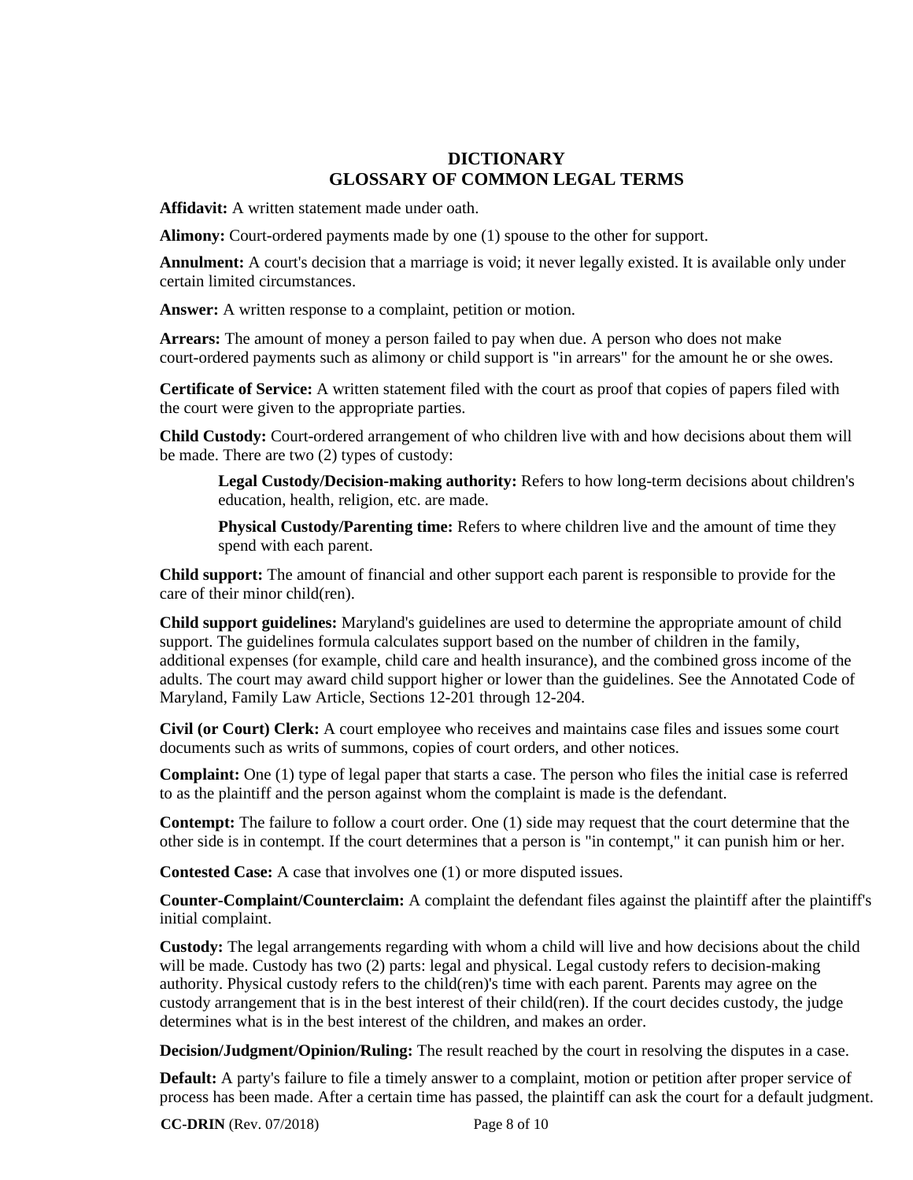# DICTIONARY
## GLOSSARY OF COMMON LEGAL TERMS

**Affidavit:** A written statement made under oath.

**Alimony:** Court-ordered payments made by one (1) spouse to the other for support.

**Annulment:** A court's decision that a marriage is void; it never legally existed. It is available only under certain limited circumstances.

**Answer:** A written response to a complaint, petition or motion.

**Arrears:** The amount of money a person failed to pay when due. A person who does not make court-ordered payments such as alimony or child support is "in arrears" for the amount he or she owes.

**Certificate of Service:** A written statement filed with the court as proof that copies of papers filed with the court were given to the appropriate parties.

**Child Custody:** Court-ordered arrangement of who children live with and how decisions about them will be made. There are two (2) types of custody:

> **Legal Custody/Decision-making authority:** Refers to how long-term decisions about children's education, health, religion, etc. are made.
>
> **Physical Custody/Parenting time:** Refers to where children live and the amount of time they spend with each parent.

**Child support:** The amount of financial and other support each parent is responsible to provide for the care of their minor child(ren).

**Child support guidelines:** Maryland's guidelines are used to determine the appropriate amount of child support. The guidelines formula calculates support based on the number of children in the family, additional expenses (for example, child care and health insurance), and the combined gross income of the adults. The court may award child support higher or lower than the guidelines. See the Annotated Code of Maryland, Family Law Article, Sections 12-201 through 12-204.

**Civil (or Court) Clerk:** A court employee who receives and maintains case files and issues some court documents such as writs of summons, copies of court orders, and other notices.

**Complaint:** One (1) type of legal paper that starts a case. The person who files the initial case is referred to as the plaintiff and the person against whom the complaint is made is the defendant.

**Contempt:** The failure to follow a court order. One (1) side may request that the court determine that the other side is in contempt. If the court determines that a person is "in contempt," it can punish him or her.

**Contested Case:** A case that involves one (1) or more disputed issues.

**Counter-Complaint/Counterclaim:** A complaint the defendant files against the plaintiff after the plaintiff's initial complaint.

**Custody:** The legal arrangements regarding with whom a child will live and how decisions about the child will be made. Custody has two (2) parts: legal and physical. Legal custody refers to decision-making authority. Physical custody refers to the child(ren)'s time with each parent. Parents may agree on the custody arrangement that is in the best interest of their child(ren). If the court decides custody, the judge determines what is in the best interest of the children, and makes an order.

**Decision/Judgment/Opinion/Ruling:** The result reached by the court in resolving the disputes in a case.

**Default:** A party's failure to file a timely answer to a complaint, motion or petition after proper service of process has been made. After a certain time has passed, the plaintiff can ask the court for a default judgment.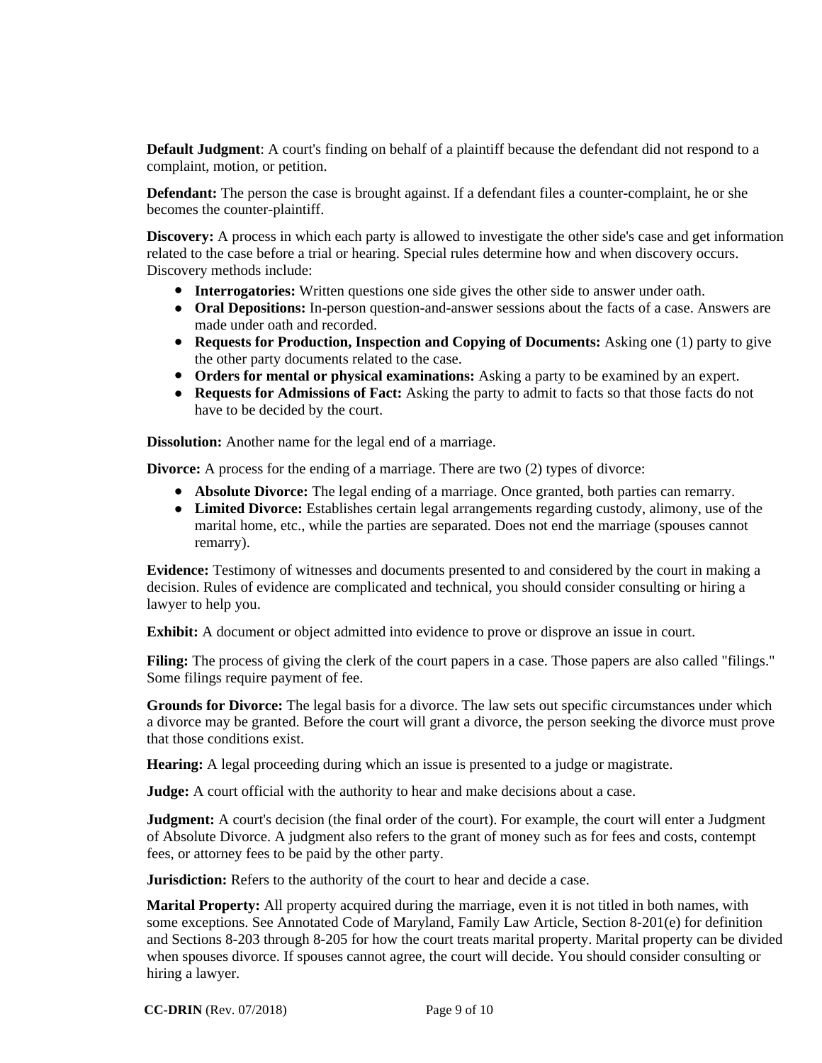**Default Judgment**: A court's finding on behalf of a plaintiff because the defendant did not respond to a complaint, motion, or petition.

**Defendant:** The person the case is brought against. If a defendant files a counter-complaint, he or she becomes the counter-plaintiff.

**Discovery:** A process in which each party is allowed to investigate the other side's case and get information related to the case before a trial or hearing. Special rules determine how and when discovery occurs. Discovery methods include:

- **Interrogatories:** Written questions one side gives the other side to answer under oath.
- **Oral Depositions:** In-person question-and-answer sessions about the facts of a case. Answers are made under oath and recorded.
- **Requests for Production, Inspection and Copying of Documents:** Asking one (1) party to give the other party documents related to the case.
- **Orders for mental or physical examinations:** Asking a party to be examined by an expert.
- **Requests for Admissions of Fact:** Asking the party to admit to facts so that those facts do not have to be decided by the court.

**Dissolution:** Another name for the legal end of a marriage.

**Divorce:** A process for the ending of a marriage. There are two (2) types of divorce:

- **Absolute Divorce:** The legal ending of a marriage. Once granted, both parties can remarry.
- **Limited Divorce:** Establishes certain legal arrangements regarding custody, alimony, use of the marital home, etc., while the parties are separated. Does not end the marriage (spouses cannot remarry).

**Evidence:** Testimony of witnesses and documents presented to and considered by the court in making a decision. Rules of evidence are complicated and technical, you should consider consulting or hiring a lawyer to help you.

**Exhibit:** A document or object admitted into evidence to prove or disprove an issue in court.

**Filing:** The process of giving the clerk of the court papers in a case. Those papers are also called "filings." Some filings require payment of fee.

**Grounds for Divorce:** The legal basis for a divorce. The law sets out specific circumstances under which a divorce may be granted. Before the court will grant a divorce, the person seeking the divorce must prove that those conditions exist.

**Hearing:** A legal proceeding during which an issue is presented to a judge or magistrate.

**Judge:** A court official with the authority to hear and make decisions about a case.

**Judgment:** A court's decision (the final order of the court). For example, the court will enter a Judgment of Absolute Divorce. A judgment also refers to the grant of money such as for fees and costs, contempt fees, or attorney fees to be paid by the other party.

**Jurisdiction:** Refers to the authority of the court to hear and decide a case.

**Marital Property:** All property acquired during the marriage, even it is not titled in both names, with some exceptions. See Annotated Code of Maryland, Family Law Article, Section 8-201(e) for definition and Sections 8-203 through 8-205 for how the court treats marital property. Marital property can be divided when spouses divorce. If spouses cannot agree, the court will decide. You should consider consulting or hiring a lawyer.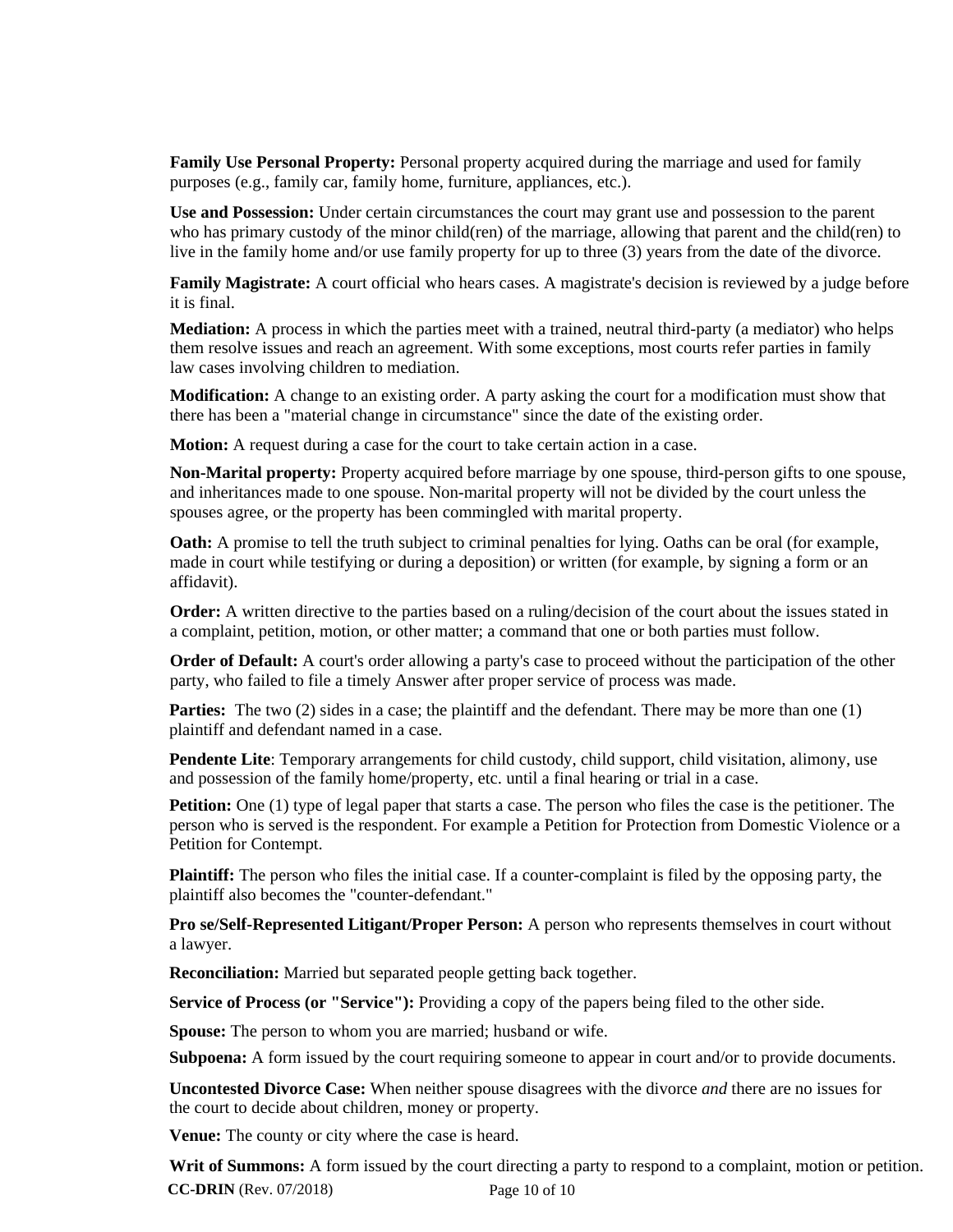**Family Use Personal Property:** Personal property acquired during the marriage and used for family purposes (e.g., family car, family home, furniture, appliances, etc.).

**Use and Possession:** Under certain circumstances the court may grant use and possession to the parent who has primary custody of the minor child(ren) of the marriage, allowing that parent and the child(ren) to live in the family home and/or use family property for up to three (3) years from the date of the divorce.

**Family Magistrate:** A court official who hears cases. A magistrate's decision is reviewed by a judge before it is final.

**Mediation:** A process in which the parties meet with a trained, neutral third-party (a mediator) who helps them resolve issues and reach an agreement. With some exceptions, most courts refer parties in family law cases involving children to mediation.

**Modification:** A change to an existing order. A party asking the court for a modification must show that there has been a "material change in circumstance" since the date of the existing order.

**Motion:** A request during a case for the court to take certain action in a case.

**Non-Marital property:** Property acquired before marriage by one spouse, third-person gifts to one spouse, and inheritances made to one spouse. Non-marital property will not be divided by the court unless the spouses agree, or the property has been commingled with marital property.

**Oath:** A promise to tell the truth subject to criminal penalties for lying. Oaths can be oral (for example, made in court while testifying or during a deposition) or written (for example, by signing a form or an affidavit).

**Order:** A written directive to the parties based on a ruling/decision of the court about the issues stated in a complaint, petition, motion, or other matter; a command that one or both parties must follow.

**Order of Default:** A court's order allowing a party's case to proceed without the participation of the other party, who failed to file a timely Answer after proper service of process was made.

**Parties:** The two (2) sides in a case; the plaintiff and the defendant. There may be more than one (1) plaintiff and defendant named in a case.

**Pendente Lite**: Temporary arrangements for child custody, child support, child visitation, alimony, use and possession of the family home/property, etc. until a final hearing or trial in a case.

**Petition:** One (1) type of legal paper that starts a case. The person who files the case is the petitioner. The person who is served is the respondent. For example a Petition for Protection from Domestic Violence or a Petition for Contempt.

**Plaintiff:** The person who files the initial case. If a counter-complaint is filed by the opposing party, the plaintiff also becomes the "counter-defendant."

**Pro se/Self-Represented Litigant/Proper Person:** A person who represents themselves in court without a lawyer.

**Reconciliation:** Married but separated people getting back together.

**Service of Process (or "Service"):** Providing a copy of the papers being filed to the other side.

**Spouse:** The person to whom you are married; husband or wife.

**Subpoena:** A form issued by the court requiring someone to appear in court and/or to provide documents.

**Uncontested Divorce Case:** When neither spouse disagrees with the divorce *and* there are no issues for the court to decide about children, money or property.

**Venue:** The county or city where the case is heard.

**Writ of Summons:** A form issued by the court directing a party to respond to a complaint, motion or petition.

**CC-DRIN** (Rev. 07/2018)